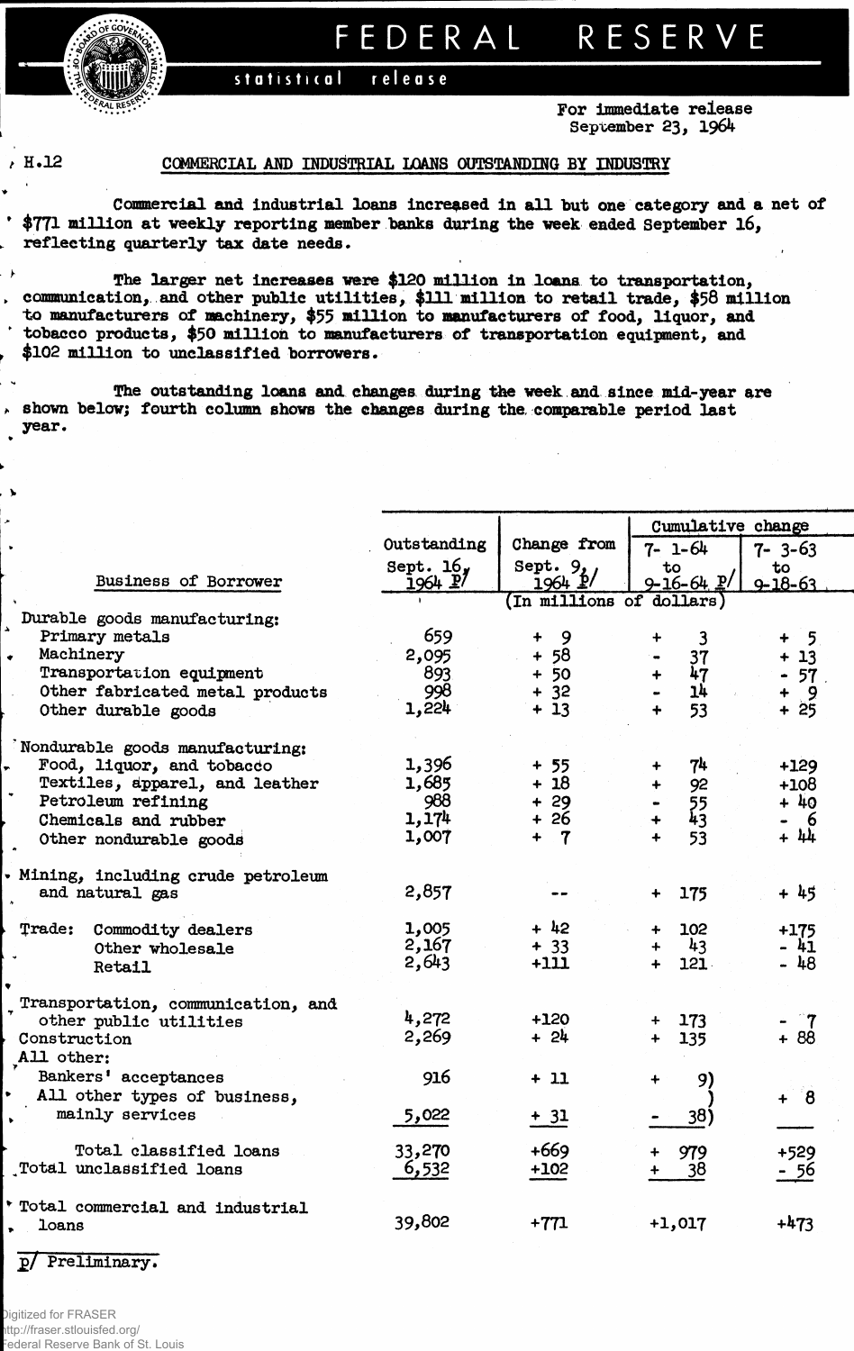# FEDERAL RESERVE

statistical release

For immediate release
September 23, 1964

H.12

## COMMERCIAL AND INDUSTRIAL LOANS OUTSTANDING BY INDUSTRY

Commercial and industrial loans increased in all but one category and a net of $771 million at weekly reporting member banks during the week ended September 16, reflecting quarterly tax date needs.

The larger net increases were $120 million in loans to transportation, communication, and other public utilities, $111 million to retail trade, $58 million to manufacturers of machinery, $55 million to manufacturers of food, liquor, and tobacco products, $50 million to manufacturers of transportation equipment, and $102 million to unclassified borrowers.

The outstanding loans and changes during the week and since mid-year are shown below; fourth column shows the changes during the comparable period last year.

| Business of Borrower | Outstanding Sept. 16, 1964 p/ | Change from Sept. 9, 1964 p/ | Cumulative change 7- 1-64 to 9-16-64 p/ | Cumulative change 7- 3-63 to 9-18-63 |
|---|---|---|---|---|
| | (In millions of dollars) | | | |
| **Durable goods manufacturing:** | | | | |
| Primary metals | 659 | + 9 | + 3 | + 5 |
| Machinery | 2,095 | + 58 | - 37 | + 13 |
| Transportation equipment | 893 | + 50 | + 47 | - 57 |
| Other fabricated metal products | 998 | + 32 | - 14 | + 9 |
| Other durable goods | 1,224 | + 13 | + 53 | + 25 |
| **Nondurable goods manufacturing:** | | | | |
| Food, liquor, and tobacco | 1,396 | + 55 | + 74 | +129 |
| Textiles, apparel, and leather | 1,685 | + 18 | + 92 | +108 |
| Petroleum refining | 988 | + 29 | - 55 | + 40 |
| Chemicals and rubber | 1,174 | + 26 | + 43 | - 6 |
| Other nondurable goods | 1,007 | + 7 | + 53 | + 44 |
| Mining, including crude petroleum and natural gas | 2,857 | -- | + 175 | + 45 |
| Trade: Commodity dealers | 1,005 | + 42 | + 102 | +175 |
| Other wholesale | 2,167 | + 33 | + 43 | - 41 |
| Retail | 2,643 | +111 | + 121 | - 48 |
| Transportation, communication, and other public utilities | 4,272 | +120 | + 173 | - 7 |
| Construction | 2,269 | + 24 | + 135 | + 88 |
| **All other:** | | | | |
| Bankers' acceptances | 916 | + 11 | + 9) | + 8 |
| All other types of business, mainly services | 5,022 | + 31 | - 38) | |
| Total classified loans | 33,270 | +669 | + 979 | +529 |
| Total unclassified loans | 6,532 | +102 | + 38 | - 56 |
| Total commercial and industrial loans | 39,802 | +771 | +1,017 | +473 |

p/ Preliminary.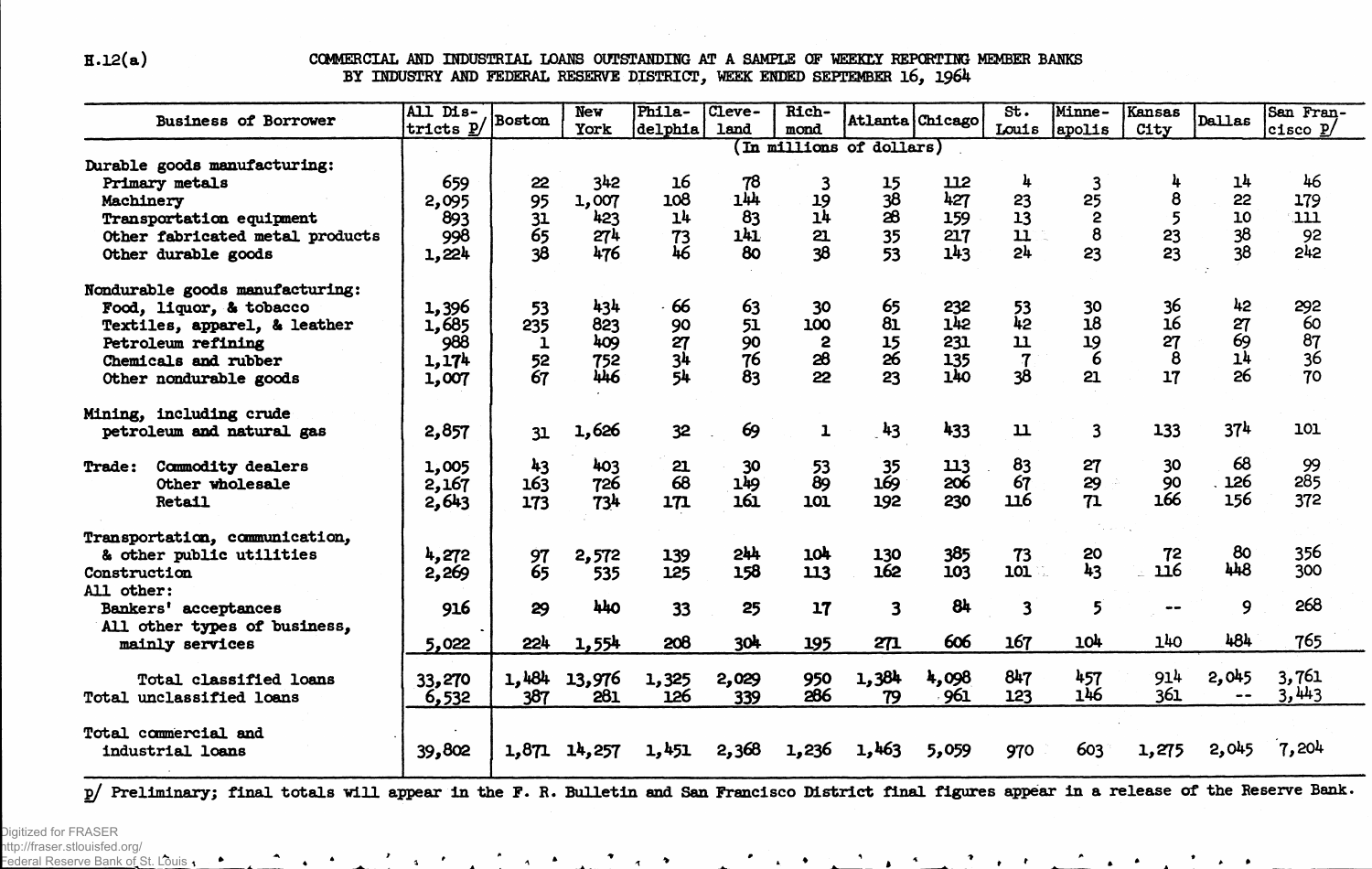H.12(a)

COMMERCIAL AND INDUSTRIAL LOANS OUTSTANDING AT A SAMPLE OF WEEKLY REPORTING MEMBER BANKS BY INDUSTRY AND FEDERAL RESERVE DISTRICT, WEEK ENDED SEPTEMBER 16, 1964

| Business of Borrower | All Districts p/ | Boston | New York | Philadelphia | Cleveland | Richmond | Atlanta | Chicago | St. Louis | Minneapolis | Kansas City | Dallas | San Francisco p/ |
|---|---|---|---|---|---|---|---|---|---|---|---|---|---|
| | | (In millions of dollars) | | | | | | | | | | | |
| Durable goods manufacturing: | | | | | | | | | | | | | |
| Primary metals | 659 | 22 | 342 | 16 | 78 | 3 | 15 | 112 | 4 | 3 | 4 | 14 | 46 |
| Machinery | 2,095 | 95 | 1,007 | 108 | 144 | 19 | 38 | 427 | 23 | 25 | 8 | 22 | 179 |
| Transportation equipment | 893 | 31 | 423 | 14 | 83 | 14 | 28 | 159 | 13 | 2 | 5 | 10 | 111 |
| Other fabricated metal products | 998 | 65 | 274 | 73 | 141 | 21 | 35 | 217 | 11 | 8 | 23 | 38 | 92 |
| Other durable goods | 1,224 | 38 | 476 | 46 | 80 | 38 | 53 | 143 | 24 | 23 | 23 | 38 | 242 |
| Nondurable goods manufacturing: | | | | | | | | | | | | | |
| Food, liquor, & tobacco | 1,396 | 53 | 434 | 66 | 63 | 30 | 65 | 232 | 53 | 30 | 36 | 42 | 292 |
| Textiles, apparel, & leather | 1,685 | 235 | 823 | 90 | 51 | 100 | 81 | 142 | 42 | 18 | 16 | 27 | 60 |
| Petroleum refining | 988 | 1 | 409 | 27 | 90 | 2 | 15 | 231 | 11 | 19 | 27 | 69 | 87 |
| Chemicals and rubber | 1,174 | 52 | 752 | 34 | 76 | 28 | 26 | 135 | 7 | 6 | 8 | 14 | 36 |
| Other nondurable goods | 1,007 | 67 | 446 | 54 | 83 | 22 | 23 | 140 | 38 | 21 | 17 | 26 | 70 |
| Mining, including crude petroleum and natural gas | 2,857 | 31 | 1,626 | 32 | 69 | 1 | 43 | 433 | 11 | 3 | 133 | 374 | 101 |
| Trade: Commodity dealers | 1,005 | 43 | 403 | 21 | 30 | 53 | 35 | 113 | 83 | 27 | 30 | 68 | 99 |
| Other wholesale | 2,167 | 163 | 726 | 68 | 149 | 89 | 169 | 206 | 67 | 29 | 90 | 126 | 285 |
| Retail | 2,643 | 173 | 734 | 171 | 161 | 101 | 192 | 230 | 116 | 71 | 166 | 156 | 372 |
| Transportation, communication, & other public utilities | 4,272 | 97 | 2,572 | 139 | 244 | 104 | 130 | 385 | 73 | 20 | 72 | 80 | 356 |
| Construction | 2,269 | 65 | 535 | 125 | 158 | 113 | 162 | 103 | 101 | 43 | 116 | 448 | 300 |
| All other: | | | | | | | | | | | | | |
| Bankers' acceptances | 916 | 29 | 440 | 33 | 25 | 17 | 3 | 84 | 3 | 5 | -- | 9 | 268 |
| All other types of business, mainly services | 5,022 | 224 | 1,554 | 208 | 304 | 195 | 271 | 606 | 167 | 104 | 140 | 484 | 765 |
| Total classified loans | 33,270 | 1,484 | 13,976 | 1,325 | 2,029 | 950 | 1,384 | 4,098 | 847 | 457 | 914 | 2,045 | 3,761 |
| Total unclassified loans | 6,532 | 387 | 281 | 126 | 339 | 286 | 79 | 961 | 123 | 146 | 361 | -- | 3,443 |
| Total commercial and industrial loans | 39,802 | 1,871 | 14,257 | 1,451 | 2,368 | 1,236 | 1,463 | 5,059 | 970 | 603 | 1,275 | 2,045 | 7,204 |

p/ Preliminary; final totals will appear in the F. R. Bulletin and San Francisco District final figures appear in a release of the Reserve Bank.